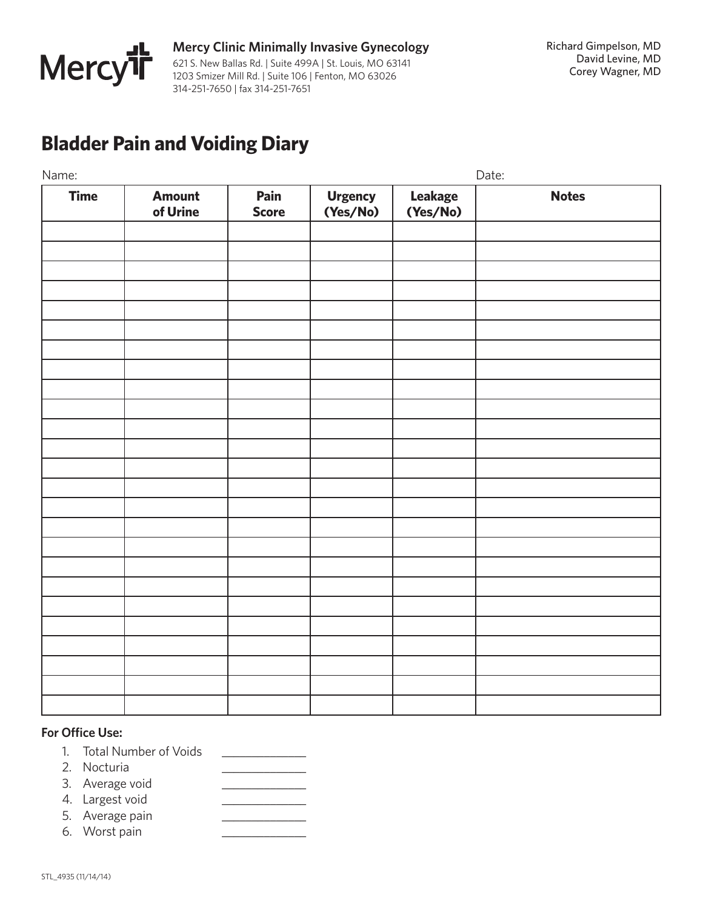**Mercy Clinic Minimally Invasive Gynecology**

621 S. New Ballas Rd. | Suite 499A | St. Louis, MO 63141
1203 Smizer Mill Rd. | Suite 106 | Fenton, MO 63026
314-251-7650 | fax 314-251-7651

Richard Gimpelson, MD
David Levine, MD
Corey Wagner, MD

# Bladder Pain and Voiding Diary

Name: Date:

| Time | Amount of Urine | Pain Score | Urgency (Yes/No) | Leakage (Yes/No) | Notes |
|---|---|---|---|---|---|
| | | | | | |
| | | | | | |
| | | | | | |
| | | | | | |
| | | | | | |
| | | | | | |
| | | | | | |
| | | | | | |
| | | | | | |
| | | | | | |
| | | | | | |
| | | | | | |
| | | | | | |
| | | | | | |
| | | | | | |
| | | | | | |
| | | | | | |
| | | | | | |
| | | | | | |
| | | | | | |
| | | | | | |
| | | | | | |
| | | | | | |
| | | | | | |
| | | | | | |

**For Office Use:**

1. Total Number of Voids \_\_\_\_\_\_\_\_\_\_\_\_
2. Nocturia \_\_\_\_\_\_\_\_\_\_\_\_
3. Average void \_\_\_\_\_\_\_\_\_\_\_\_
4. Largest void \_\_\_\_\_\_\_\_\_\_\_\_
5. Average pain \_\_\_\_\_\_\_\_\_\_\_\_
6. Worst pain \_\_\_\_\_\_\_\_\_\_\_\_

STL_4935 (11/14/14)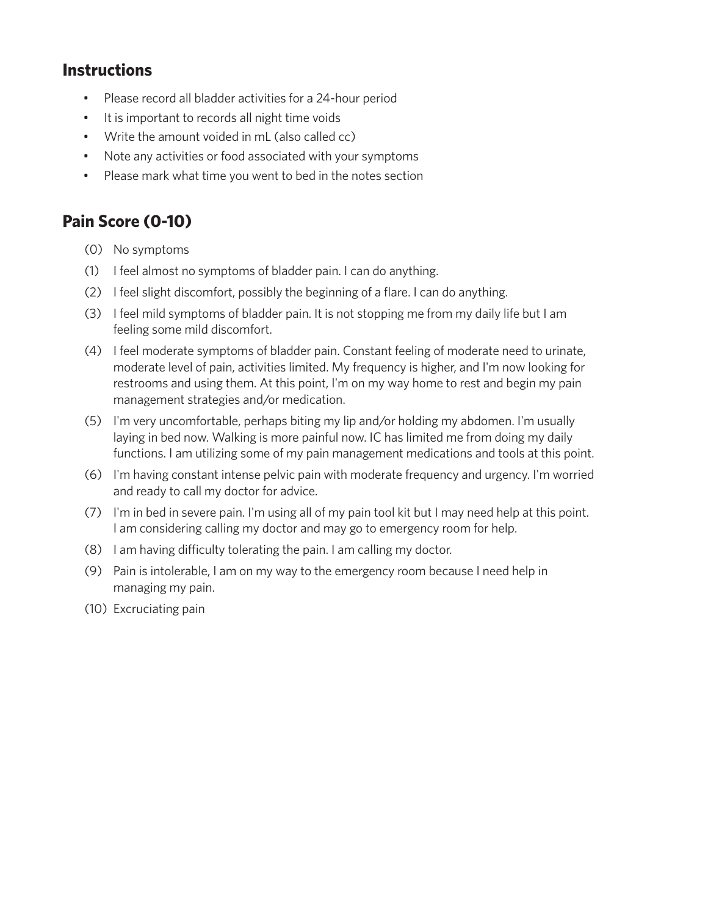## Instructions

- Please record all bladder activities for a 24-hour period
- It is important to records all night time voids
- Write the amount voided in mL (also called cc)
- Note any activities or food associated with your symptoms
- Please mark what time you went to bed in the notes section

## Pain Score (0-10)

(0) No symptoms

(1) I feel almost no symptoms of bladder pain. I can do anything.

(2) I feel slight discomfort, possibly the beginning of a flare. I can do anything.

(3) I feel mild symptoms of bladder pain. It is not stopping me from my daily life but I am feeling some mild discomfort.

(4) I feel moderate symptoms of bladder pain. Constant feeling of moderate need to urinate, moderate level of pain, activities limited. My frequency is higher, and I'm now looking for restrooms and using them. At this point, I'm on my way home to rest and begin my pain management strategies and/or medication.

(5) I'm very uncomfortable, perhaps biting my lip and/or holding my abdomen. I'm usually laying in bed now. Walking is more painful now. IC has limited me from doing my daily functions. I am utilizing some of my pain management medications and tools at this point.

(6) I'm having constant intense pelvic pain with moderate frequency and urgency. I'm worried and ready to call my doctor for advice.

(7) I'm in bed in severe pain. I'm using all of my pain tool kit but I may need help at this point. I am considering calling my doctor and may go to emergency room for help.

(8) I am having difficulty tolerating the pain. I am calling my doctor.

(9) Pain is intolerable, I am on my way to the emergency room because I need help in managing my pain.

(10) Excruciating pain